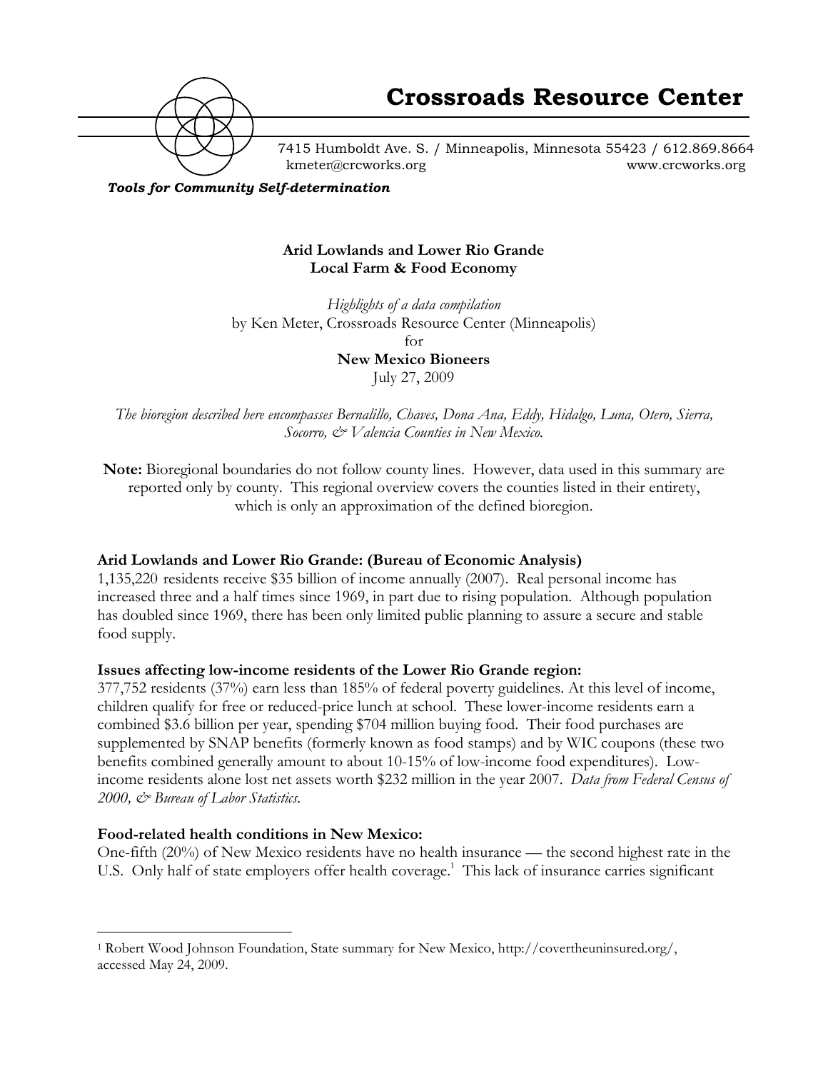# Crossroads Resource Center

7415 Humboldt Ave. S. / Minneapolis, Minnesota 55423 / 612.869.8664
kmeter@crcworks.org www.crcworks.org

*Tools for Community Self-determination*

**Arid Lowlands and Lower Rio Grande**
**Local Farm & Food Economy**

*Highlights of a data compilation*
by Ken Meter, Crossroads Resource Center (Minneapolis)
for
**New Mexico Bioneers**
July 27, 2009

*The bioregion described here encompasses Bernalillo, Chaves, Dona Ana, Eddy, Hidalgo, Luna, Otero, Sierra, Socorro, & Valencia Counties in New Mexico.*

**Note:** Bioregional boundaries do not follow county lines. However, data used in this summary are reported only by county. This regional overview covers the counties listed in their entirety, which is only an approximation of the defined bioregion.

### Arid Lowlands and Lower Rio Grande: (Bureau of Economic Analysis)

1,135,220 residents receive $35 billion of income annually (2007). Real personal income has increased three and a half times since 1969, in part due to rising population. Although population has doubled since 1969, there has been only limited public planning to assure a secure and stable food supply.

### Issues affecting low-income residents of the Lower Rio Grande region:

377,752 residents (37%) earn less than 185% of federal poverty guidelines. At this level of income, children qualify for free or reduced-price lunch at school. These lower-income residents earn a combined $3.6 billion per year, spending $704 million buying food. Their food purchases are supplemented by SNAP benefits (formerly known as food stamps) and by WIC coupons (these two benefits combined generally amount to about 10-15% of low-income food expenditures). Low-income residents alone lost net assets worth $232 million in the year 2007. *Data from Federal Census of 2000, & Bureau of Labor Statistics.*

### Food-related health conditions in New Mexico:

One-fifth (20%) of New Mexico residents have no health insurance — the second highest rate in the U.S. Only half of state employers offer health coverage.[1] This lack of insurance carries significant

[1] Robert Wood Johnson Foundation, State summary for New Mexico, http://covertheuninsured.org/, accessed May 24, 2009.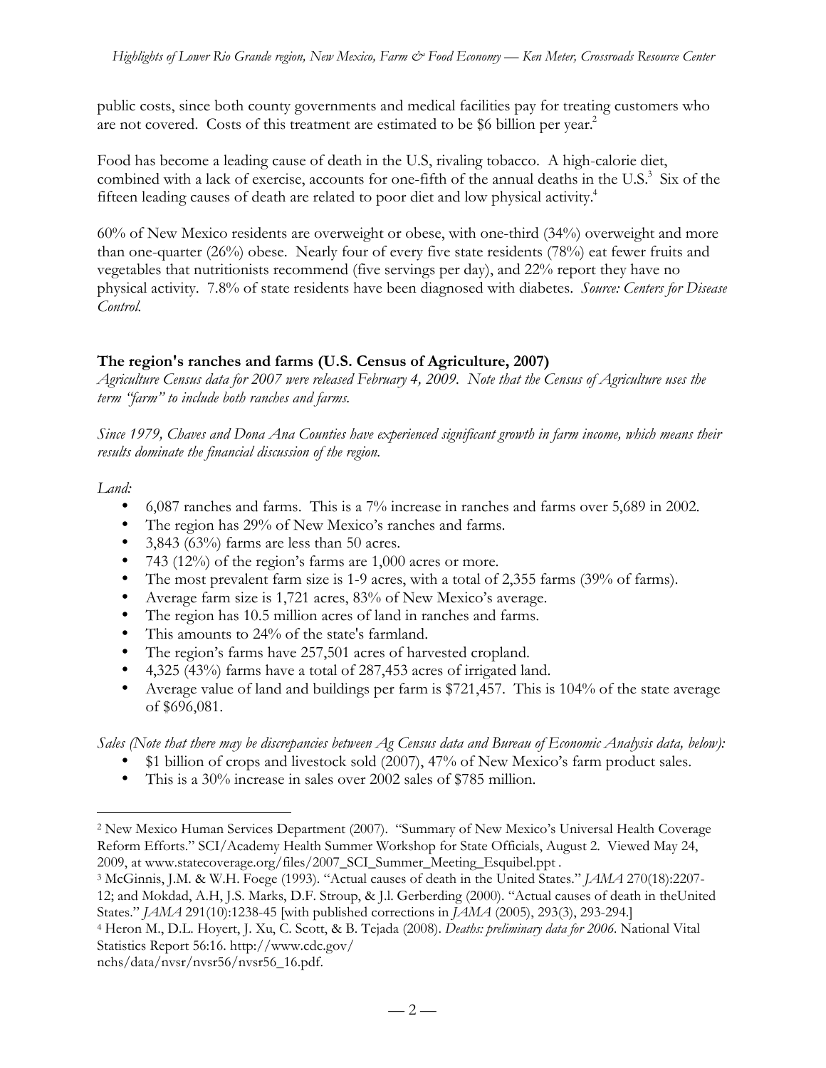public costs, since both county governments and medical facilities pay for treating customers who are not covered. Costs of this treatment are estimated to be $6 billion per year.[2]

Food has become a leading cause of death in the U.S, rivaling tobacco. A high-calorie diet, combined with a lack of exercise, accounts for one-fifth of the annual deaths in the U.S.[3] Six of the fifteen leading causes of death are related to poor diet and low physical activity.[4]

60% of New Mexico residents are overweight or obese, with one-third (34%) overweight and more than one-quarter (26%) obese. Nearly four of every five state residents (78%) eat fewer fruits and vegetables that nutritionists recommend (five servings per day), and 22% report they have no physical activity. 7.8% of state residents have been diagnosed with diabetes. *Source: Centers for Disease Control.*

### The region's ranches and farms (U.S. Census of Agriculture, 2007)

*Agriculture Census data for 2007 were released February 4, 2009. Note that the Census of Agriculture uses the term "farm" to include both ranches and farms.*

*Since 1979, Chaves and Dona Ana Counties have experienced significant growth in farm income, which means their results dominate the financial discussion of the region.*

*Land:*

- 6,087 ranches and farms. This is a 7% increase in ranches and farms over 5,689 in 2002.
- The region has 29% of New Mexico's ranches and farms.
- 3,843 (63%) farms are less than 50 acres.
- 743 (12%) of the region's farms are 1,000 acres or more.
- The most prevalent farm size is 1-9 acres, with a total of 2,355 farms (39% of farms).
- Average farm size is 1,721 acres, 83% of New Mexico's average.
- The region has 10.5 million acres of land in ranches and farms.
- This amounts to 24% of the state's farmland.
- The region's farms have 257,501 acres of harvested cropland.
- 4,325 (43%) farms have a total of 287,453 acres of irrigated land.
- Average value of land and buildings per farm is $721,457. This is 104% of the state average of $696,081.

*Sales (Note that there may be discrepancies between Ag Census data and Bureau of Economic Analysis data, below):*

- $1 billion of crops and livestock sold (2007), 47% of New Mexico's farm product sales.
- This is a 30% increase in sales over 2002 sales of $785 million.

---

[2] New Mexico Human Services Department (2007). "Summary of New Mexico's Universal Health Coverage Reform Efforts." SCI/Academy Health Summer Workshop for State Officials, August 2. Viewed May 24, 2009, at www.statecoverage.org/files/2007_SCI_Summer_Meeting_Esquibel.ppt .

[3] McGinnis, J.M. & W.H. Foege (1993). "Actual causes of death in the United States." *JAMA* 270(18):2207-12; and Mokdad, A.H, J.S. Marks, D.F. Stroup, & J.l. Gerberding (2000). "Actual causes of death in theUnited States." *JAMA* 291(10):1238-45 [with published corrections in *JAMA* (2005), 293(3), 293-294.]

[4] Heron M., D.L. Hoyert, J. Xu, C. Scott, & B. Tejada (2008). *Deaths: preliminary data for 2006.* National Vital Statistics Report 56:16. http://www.cdc.gov/nchs/data/nvsr/nvsr56/nvsr56_16.pdf.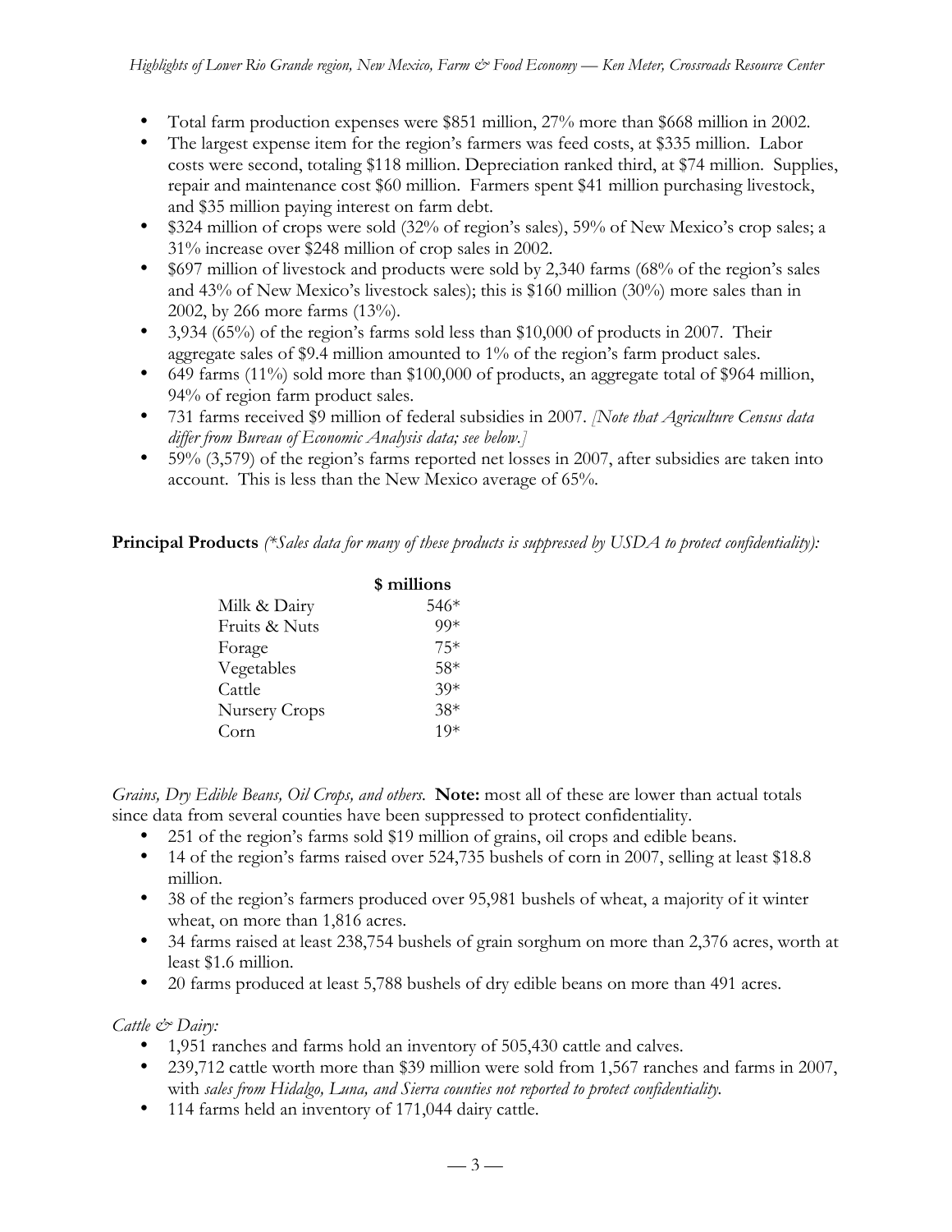- Total farm production expenses were $851 million, 27% more than $668 million in 2002.
- The largest expense item for the region's farmers was feed costs, at $335 million. Labor costs were second, totaling $118 million. Depreciation ranked third, at $74 million. Supplies, repair and maintenance cost $60 million. Farmers spent $41 million purchasing livestock, and $35 million paying interest on farm debt.
- $324 million of crops were sold (32% of region's sales), 59% of New Mexico's crop sales; a 31% increase over $248 million of crop sales in 2002.
- $697 million of livestock and products were sold by 2,340 farms (68% of the region's sales and 43% of New Mexico's livestock sales); this is $160 million (30%) more sales than in 2002, by 266 more farms (13%).
- 3,934 (65%) of the region's farms sold less than $10,000 of products in 2007. Their aggregate sales of $9.4 million amounted to 1% of the region's farm product sales.
- 649 farms (11%) sold more than $100,000 of products, an aggregate total of $964 million, 94% of region farm product sales.
- 731 farms received $9 million of federal subsidies in 2007. *[Note that Agriculture Census data differ from Bureau of Economic Analysis data; see below.]*
- 59% (3,579) of the region's farms reported net losses in 2007, after subsidies are taken into account. This is less than the New Mexico average of 65%.

**Principal Products** *(*Sales data for many of these products is suppressed by USDA to protect confidentiality):*

| | $ millions |
|---|---|
| Milk & Dairy | 546* |
| Fruits & Nuts | 99* |
| Forage | 75* |
| Vegetables | 58* |
| Cattle | 39* |
| Nursery Crops | 38* |
| Corn | 19* |

*Grains, Dry Edible Beans, Oil Crops, and others.* **Note:** most all of these are lower than actual totals since data from several counties have been suppressed to protect confidentiality.

- 251 of the region's farms sold $19 million of grains, oil crops and edible beans.
- 14 of the region's farms raised over 524,735 bushels of corn in 2007, selling at least $18.8 million.
- 38 of the region's farmers produced over 95,981 bushels of wheat, a majority of it winter wheat, on more than 1,816 acres.
- 34 farms raised at least 238,754 bushels of grain sorghum on more than 2,376 acres, worth at least $1.6 million.
- 20 farms produced at least 5,788 bushels of dry edible beans on more than 491 acres.

*Cattle & Dairy:*

- 1,951 ranches and farms hold an inventory of 505,430 cattle and calves.
- 239,712 cattle worth more than $39 million were sold from 1,567 ranches and farms in 2007, with *sales from Hidalgo, Luna, and Sierra counties not reported to protect confidentiality.*
- 114 farms held an inventory of 171,044 dairy cattle.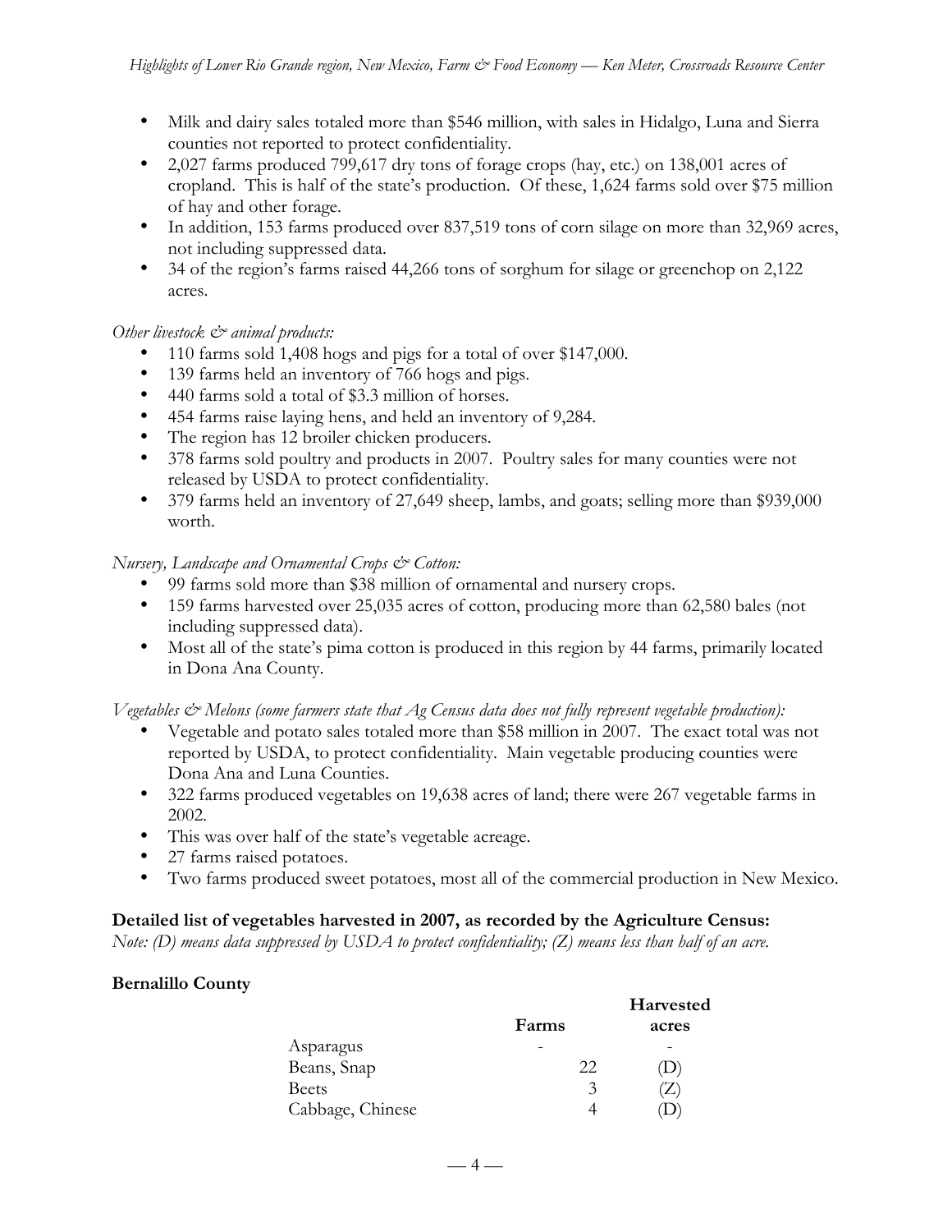- Milk and dairy sales totaled more than $546 million, with sales in Hidalgo, Luna and Sierra counties not reported to protect confidentiality.
- 2,027 farms produced 799,617 dry tons of forage crops (hay, etc.) on 138,001 acres of cropland. This is half of the state's production. Of these, 1,624 farms sold over $75 million of hay and other forage.
- In addition, 153 farms produced over 837,519 tons of corn silage on more than 32,969 acres, not including suppressed data.
- 34 of the region's farms raised 44,266 tons of sorghum for silage or greenchop on 2,122 acres.

*Other livestock & animal products:*

- 110 farms sold 1,408 hogs and pigs for a total of over $147,000.
- 139 farms held an inventory of 766 hogs and pigs.
- 440 farms sold a total of $3.3 million of horses.
- 454 farms raise laying hens, and held an inventory of 9,284.
- The region has 12 broiler chicken producers.
- 378 farms sold poultry and products in 2007. Poultry sales for many counties were not released by USDA to protect confidentiality.
- 379 farms held an inventory of 27,649 sheep, lambs, and goats; selling more than $939,000 worth.

*Nursery, Landscape and Ornamental Crops & Cotton:*

- 99 farms sold more than $38 million of ornamental and nursery crops.
- 159 farms harvested over 25,035 acres of cotton, producing more than 62,580 bales (not including suppressed data).
- Most all of the state's pima cotton is produced in this region by 44 farms, primarily located in Dona Ana County.

*Vegetables & Melons (some farmers state that Ag Census data does not fully represent vegetable production):*

- Vegetable and potato sales totaled more than $58 million in 2007. The exact total was not reported by USDA, to protect confidentiality. Main vegetable producing counties were Dona Ana and Luna Counties.
- 322 farms produced vegetables on 19,638 acres of land; there were 267 vegetable farms in 2002.
- This was over half of the state's vegetable acreage.
- 27 farms raised potatoes.
- Two farms produced sweet potatoes, most all of the commercial production in New Mexico.

**Detailed list of vegetables harvested in 2007, as recorded by the Agriculture Census:**
*Note: (D) means data suppressed by USDA to protect confidentiality; (Z) means less than half of an acre.*

**Bernalillo County**

| | Farms | Harvested acres |
|---|---|---|
| Asparagus | - | - |
| Beans, Snap | 22 | (D) |
| Beets | 3 | (Z) |
| Cabbage, Chinese | 4 | (D) |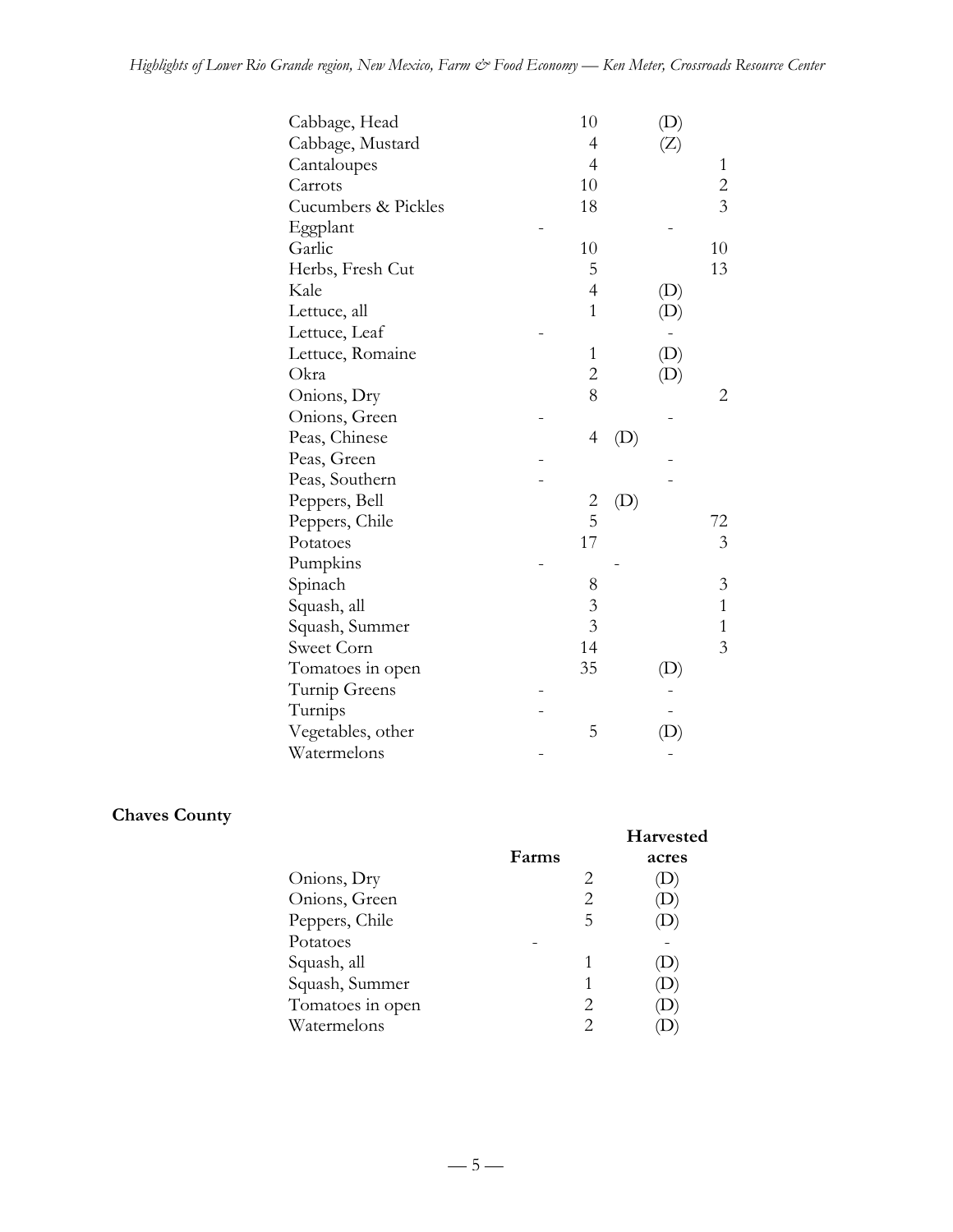| | | | | |
|---|---|---|---|---|
| Cabbage, Head | 10 | | (D) | |
| Cabbage, Mustard | 4 | | (Z) | |
| Cantaloupes | 4 | | | 1 |
| Carrots | 10 | | | 2 |
| Cucumbers & Pickles | 18 | | | 3 |
| Eggplant | - | | - | |
| Garlic | 10 | | | 10 |
| Herbs, Fresh Cut | 5 | | | 13 |
| Kale | 4 | | (D) | |
| Lettuce, all | 1 | | (D) | |
| Lettuce, Leaf | - | | - | |
| Lettuce, Romaine | 1 | | (D) | |
| Okra | 2 | | (D) | |
| Onions, Dry | 8 | | | 2 |
| Onions, Green | - | | - | |
| Peas, Chinese | 4 | (D) | | |
| Peas, Green | - | | - | |
| Peas, Southern | - | | - | |
| Peppers, Bell | 2 | (D) | | |
| Peppers, Chile | 5 | | | 72 |
| Potatoes | 17 | | | 3 |
| Pumpkins | - | - | | |
| Spinach | 8 | | | 3 |
| Squash, all | 3 | | | 1 |
| Squash, Summer | 3 | | | 1 |
| Sweet Corn | 14 | | | 3 |
| Tomatoes in open | 35 | | (D) | |
| Turnip Greens | - | | - | |
| Turnips | - | | - | |
| Vegetables, other | 5 | | (D) | |
| Watermelons | - | | - | |

**Chaves County**

| | Farms | Harvested acres |
|---|---|---|
| Onions, Dry | 2 | (D) |
| Onions, Green | 2 | (D) |
| Peppers, Chile | 5 | (D) |
| Potatoes | - | - |
| Squash, all | 1 | (D) |
| Squash, Summer | 1 | (D) |
| Tomatoes in open | 2 | (D) |
| Watermelons | 2 | (D) |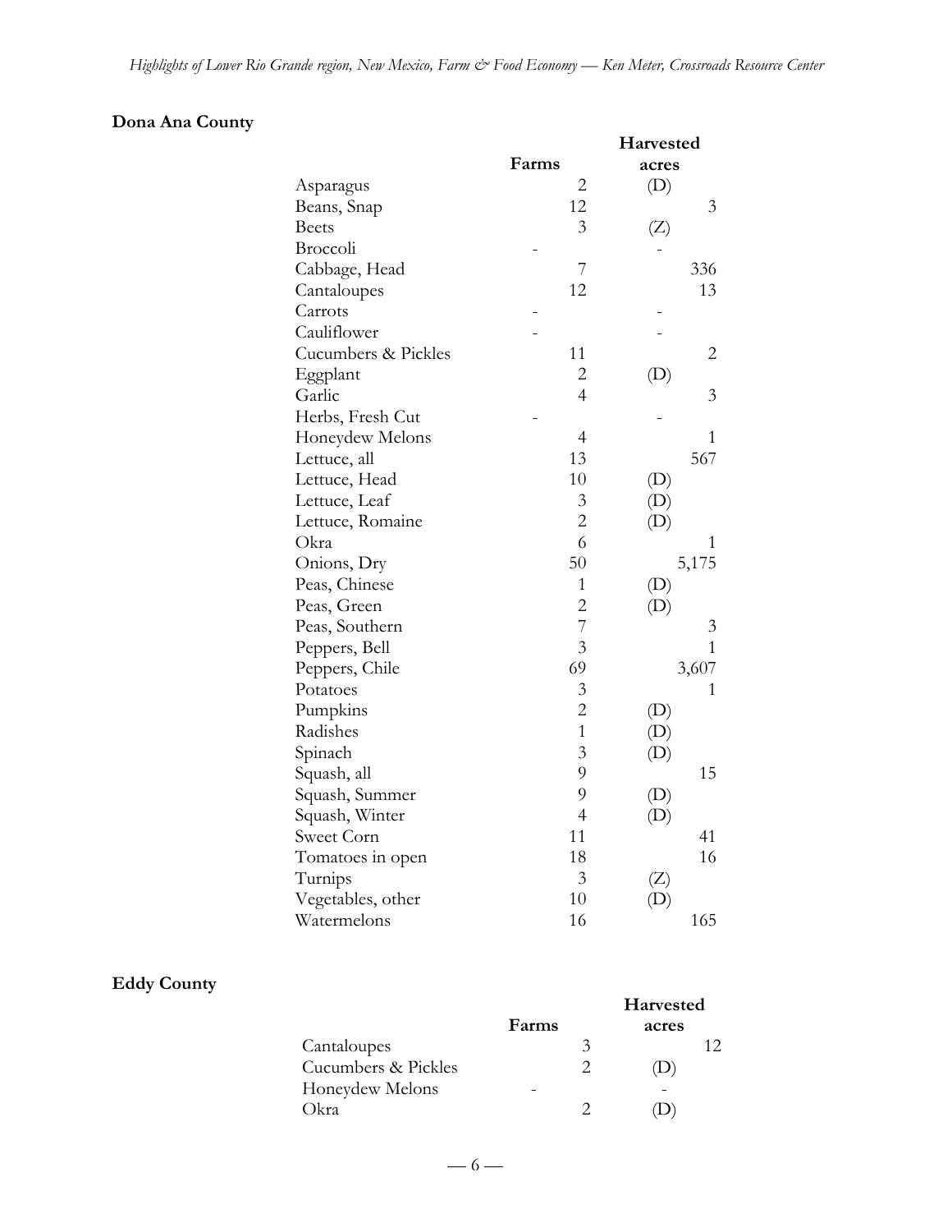**Dona Ana County**

| | Farms | Harvested acres |
|---|---|---|
| Asparagus | 2 | (D) |
| Beans, Snap | 12 | 3 |
| Beets | 3 | (Z) |
| Broccoli | - | - |
| Cabbage, Head | 7 | 336 |
| Cantaloupes | 12 | 13 |
| Carrots | - | - |
| Cauliflower | - | - |
| Cucumbers & Pickles | 11 | 2 |
| Eggplant | 2 | (D) |
| Garlic | 4 | 3 |
| Herbs, Fresh Cut | - | - |
| Honeydew Melons | 4 | 1 |
| Lettuce, all | 13 | 567 |
| Lettuce, Head | 10 | (D) |
| Lettuce, Leaf | 3 | (D) |
| Lettuce, Romaine | 2 | (D) |
| Okra | 6 | 1 |
| Onions, Dry | 50 | 5,175 |
| Peas, Chinese | 1 | (D) |
| Peas, Green | 2 | (D) |
| Peas, Southern | 7 | 3 |
| Peppers, Bell | 3 | 1 |
| Peppers, Chile | 69 | 3,607 |
| Potatoes | 3 | 1 |
| Pumpkins | 2 | (D) |
| Radishes | 1 | (D) |
| Spinach | 3 | (D) |
| Squash, all | 9 | 15 |
| Squash, Summer | 9 | (D) |
| Squash, Winter | 4 | (D) |
| Sweet Corn | 11 | 41 |
| Tomatoes in open | 18 | 16 |
| Turnips | 3 | (Z) |
| Vegetables, other | 10 | (D) |
| Watermelons | 16 | 165 |

**Eddy County**

| | Farms | Harvested acres |
|---|---|---|
| Cantaloupes | 3 | 12 |
| Cucumbers & Pickles | 2 | (D) |
| Honeydew Melons | - | - |
| Okra | 2 | (D) |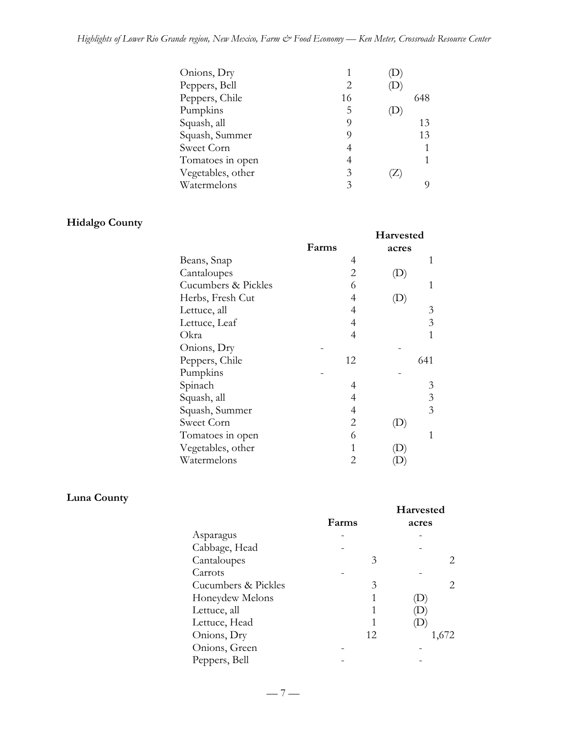| | Farms | Harvested acres |
|---|---|---|
| Onions, Dry | 1 | (D) |
| Peppers, Bell | 2 | (D) |
| Peppers, Chile | 16 | 648 |
| Pumpkins | 5 | (D) |
| Squash, all | 9 | 13 |
| Squash, Summer | 9 | 13 |
| Sweet Corn | 4 | 1 |
| Tomatoes in open | 4 | 1 |
| Vegetables, other | 3 | (Z) |
| Watermelons | 3 | 9 |

**Hidalgo County**

| | Farms | Harvested acres |
|---|---|---|
| Beans, Snap | 4 | 1 |
| Cantaloupes | 2 | (D) |
| Cucumbers & Pickles | 6 | 1 |
| Herbs, Fresh Cut | 4 | (D) |
| Lettuce, all | 4 | 3 |
| Lettuce, Leaf | 4 | 3 |
| Okra | 4 | 1 |
| Onions, Dry | - | - |
| Peppers, Chile | 12 | 641 |
| Pumpkins | - | - |
| Spinach | 4 | 3 |
| Squash, all | 4 | 3 |
| Squash, Summer | 4 | 3 |
| Sweet Corn | 2 | (D) |
| Tomatoes in open | 6 | 1 |
| Vegetables, other | 1 | (D) |
| Watermelons | 2 | (D) |

**Luna County**

| | Farms | Harvested acres |
|---|---|---|
| Asparagus | - | - |
| Cabbage, Head | - | - |
| Cantaloupes | 3 | 2 |
| Carrots | - | - |
| Cucumbers & Pickles | 3 | 2 |
| Honeydew Melons | 1 | (D) |
| Lettuce, all | 1 | (D) |
| Lettuce, Head | 1 | (D) |
| Onions, Dry | 12 | 1,672 |
| Onions, Green | - | - |
| Peppers, Bell | - | - |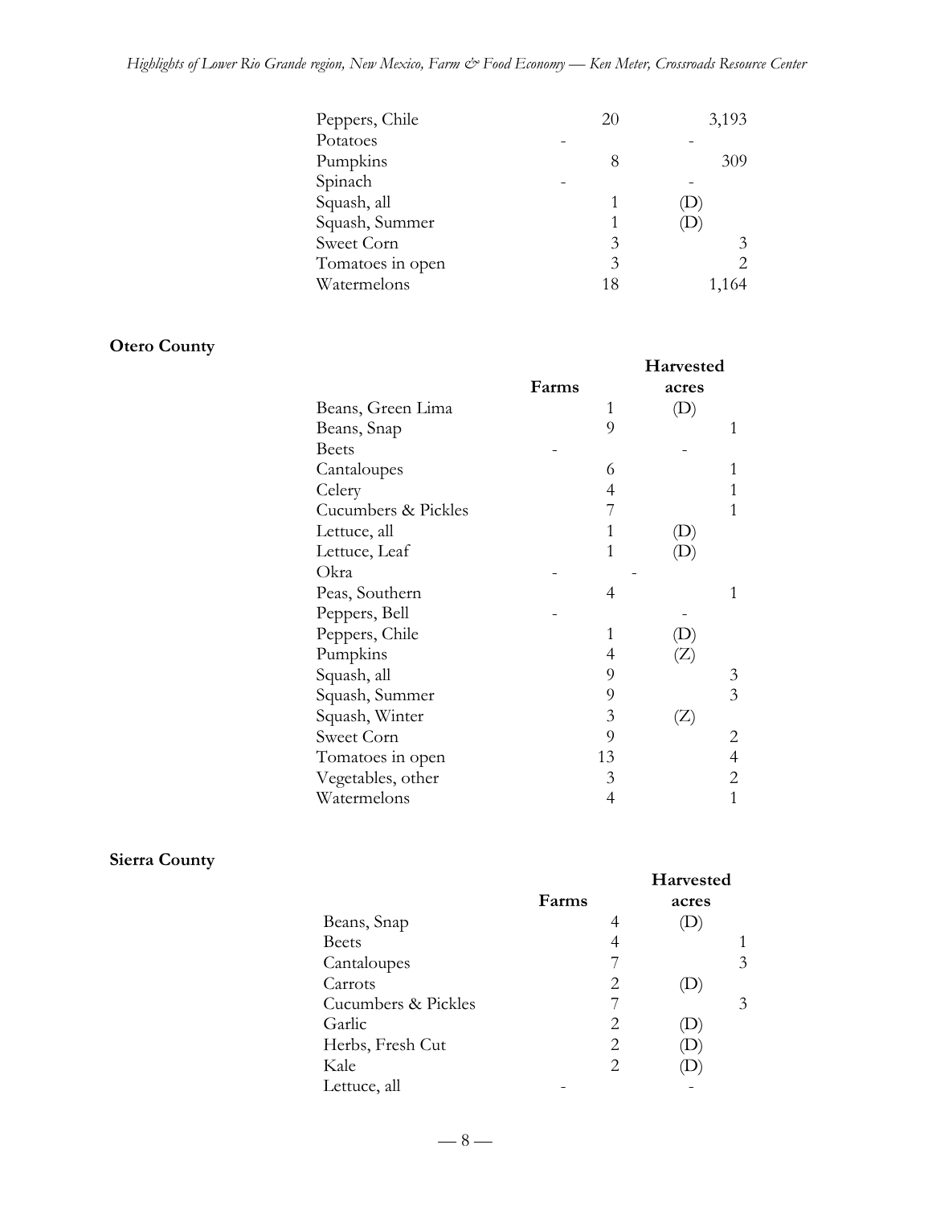| | Farms | Harvested acres |
|---|---|---|
| Peppers, Chile | 20 | 3,193 |
| Potatoes | - | - |
| Pumpkins | 8 | 309 |
| Spinach | - | - |
| Squash, all | 1 | (D) |
| Squash, Summer | 1 | (D) |
| Sweet Corn | 3 | 3 |
| Tomatoes in open | 3 | 2 |
| Watermelons | 18 | 1,164 |

**Otero County**

| | Farms | Harvested acres |
|---|---|---|
| Beans, Green Lima | 1 | (D) |
| Beans, Snap | 9 | 1 |
| Beets | - | - |
| Cantaloupes | 6 | 1 |
| Celery | 4 | 1 |
| Cucumbers & Pickles | 7 | 1 |
| Lettuce, all | 1 | (D) |
| Lettuce, Leaf | 1 | (D) |
| Okra | - | - |
| Peas, Southern | 4 | 1 |
| Peppers, Bell | - | - |
| Peppers, Chile | 1 | (D) |
| Pumpkins | 4 | (Z) |
| Squash, all | 9 | 3 |
| Squash, Summer | 9 | 3 |
| Squash, Winter | 3 | (Z) |
| Sweet Corn | 9 | 2 |
| Tomatoes in open | 13 | 4 |
| Vegetables, other | 3 | 2 |
| Watermelons | 4 | 1 |

**Sierra County**

| | Farms | Harvested acres |
|---|---|---|
| Beans, Snap | 4 | (D) |
| Beets | 4 | 1 |
| Cantaloupes | 7 | 3 |
| Carrots | 2 | (D) |
| Cucumbers & Pickles | 7 | 3 |
| Garlic | 2 | (D) |
| Herbs, Fresh Cut | 2 | (D) |
| Kale | 2 | (D) |
| Lettuce, all | - | - |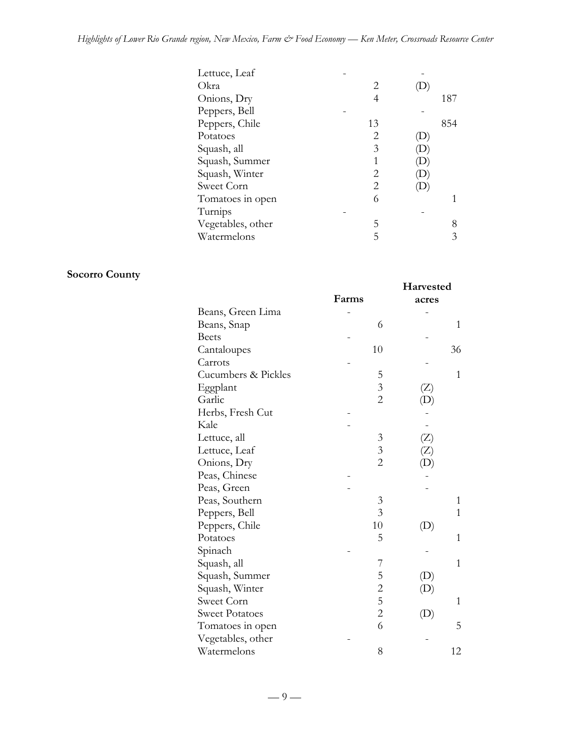| | | |
|---|---|---|
| Lettuce, Leaf | - | - |
| Okra | 2 | (D) |
| Onions, Dry | 4 | 187 |
| Peppers, Bell | - | - |
| Peppers, Chile | 13 | 854 |
| Potatoes | 2 | (D) |
| Squash, all | 3 | (D) |
| Squash, Summer | 1 | (D) |
| Squash, Winter | 2 | (D) |
| Sweet Corn | 2 | (D) |
| Tomatoes in open | 6 | 1 |
| Turnips | - | - |
| Vegetables, other | 5 | 8 |
| Watermelons | 5 | 3 |

**Socorro County**

| | Farms | Harvested acres |
|---|---|---|
| Beans, Green Lima | - | - |
| Beans, Snap | 6 | 1 |
| Beets | - | - |
| Cantaloupes | 10 | 36 |
| Carrots | - | - |
| Cucumbers & Pickles | 5 | 1 |
| Eggplant | 3 | (Z) |
| Garlic | 2 | (D) |
| Herbs, Fresh Cut | - | - |
| Kale | - | - |
| Lettuce, all | 3 | (Z) |
| Lettuce, Leaf | 3 | (Z) |
| Onions, Dry | 2 | (D) |
| Peas, Chinese | - | - |
| Peas, Green | - | - |
| Peas, Southern | 3 | 1 |
| Peppers, Bell | 3 | 1 |
| Peppers, Chile | 10 | (D) |
| Potatoes | 5 | 1 |
| Spinach | - | - |
| Squash, all | 7 | 1 |
| Squash, Summer | 5 | (D) |
| Squash, Winter | 2 | (D) |
| Sweet Corn | 5 | 1 |
| Sweet Potatoes | 2 | (D) |
| Tomatoes in open | 6 | 5 |
| Vegetables, other | - | - |
| Watermelons | 8 | 12 |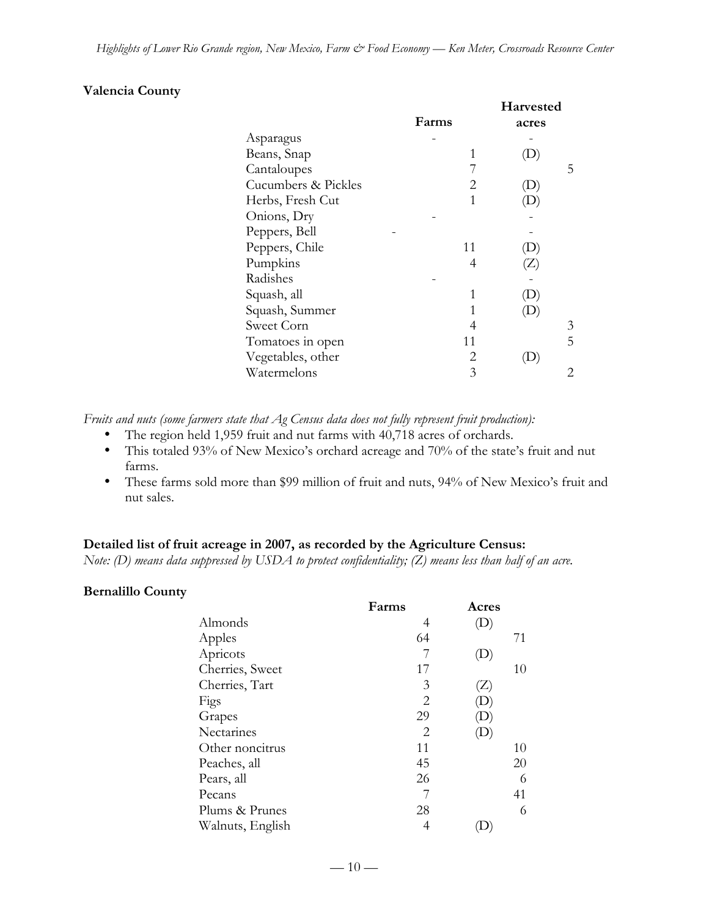**Valencia County**

| | Farms | Harvested acres |
|---|---|---|
| Asparagus | - | - |
| Beans, Snap | 1 | (D) |
| Cantaloupes | 7 | 5 |
| Cucumbers & Pickles | 2 | (D) |
| Herbs, Fresh Cut | 1 | (D) |
| Onions, Dry | - | - |
| Peppers, Bell | - | - |
| Peppers, Chile | 11 | (D) |
| Pumpkins | 4 | (Z) |
| Radishes | - | - |
| Squash, all | 1 | (D) |
| Squash, Summer | 1 | (D) |
| Sweet Corn | 4 | 3 |
| Tomatoes in open | 11 | 5 |
| Vegetables, other | 2 | (D) |
| Watermelons | 3 | 2 |

*Fruits and nuts (some farmers state that Ag Census data does not fully represent fruit production):*

- The region held 1,959 fruit and nut farms with 40,718 acres of orchards.
- This totaled 93% of New Mexico's orchard acreage and 70% of the state's fruit and nut farms.
- These farms sold more than $99 million of fruit and nuts, 94% of New Mexico's fruit and nut sales.

**Detailed list of fruit acreage in 2007, as recorded by the Agriculture Census:**

*Note: (D) means data suppressed by USDA to protect confidentiality; (Z) means less than half of an acre.*

**Bernalillo County**

| | Farms | Acres |
|---|---|---|
| Almonds | 4 | (D) |
| Apples | 64 | 71 |
| Apricots | 7 | (D) |
| Cherries, Sweet | 17 | 10 |
| Cherries, Tart | 3 | (Z) |
| Figs | 2 | (D) |
| Grapes | 29 | (D) |
| Nectarines | 2 | (D) |
| Other noncitrus | 11 | 10 |
| Peaches, all | 45 | 20 |
| Pears, all | 26 | 6 |
| Pecans | 7 | 41 |
| Plums & Prunes | 28 | 6 |
| Walnuts, English | 4 | (D) |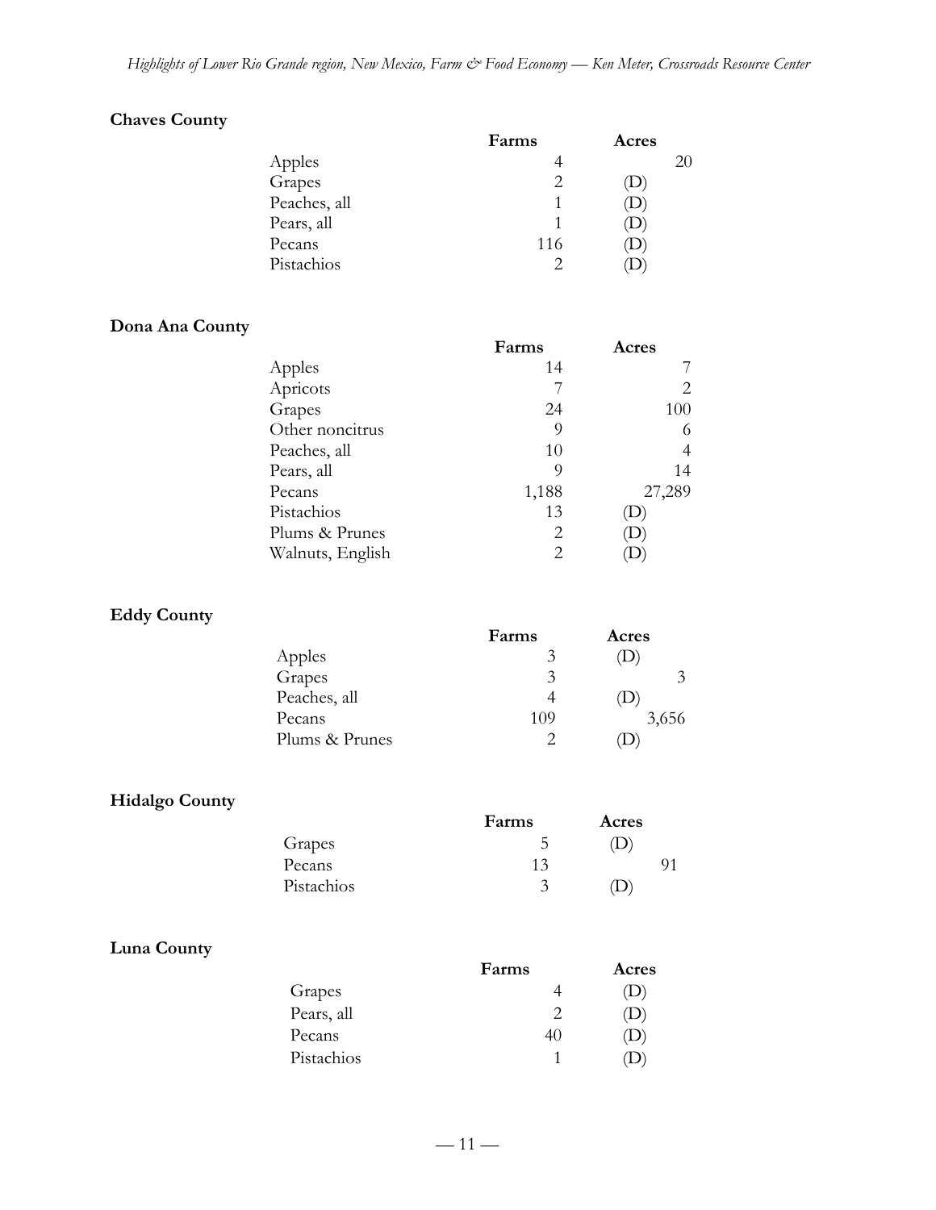**Chaves County**

| | Farms | Acres |
|---|---|---|
| Apples | 4 | 20 |
| Grapes | 2 | (D) |
| Peaches, all | 1 | (D) |
| Pears, all | 1 | (D) |
| Pecans | 116 | (D) |
| Pistachios | 2 | (D) |

**Dona Ana County**

| | Farms | Acres |
|---|---|---|
| Apples | 14 | 7 |
| Apricots | 7 | 2 |
| Grapes | 24 | 100 |
| Other noncitrus | 9 | 6 |
| Peaches, all | 10 | 4 |
| Pears, all | 9 | 14 |
| Pecans | 1,188 | 27,289 |
| Pistachios | 13 | (D) |
| Plums & Prunes | 2 | (D) |
| Walnuts, English | 2 | (D) |

**Eddy County**

| | Farms | Acres |
|---|---|---|
| Apples | 3 | (D) |
| Grapes | 3 | 3 |
| Peaches, all | 4 | (D) |
| Pecans | 109 | 3,656 |
| Plums & Prunes | 2 | (D) |

**Hidalgo County**

| | Farms | Acres |
|---|---|---|
| Grapes | 5 | (D) |
| Pecans | 13 | 91 |
| Pistachios | 3 | (D) |

**Luna County**

| | Farms | Acres |
|---|---|---|
| Grapes | 4 | (D) |
| Pears, all | 2 | (D) |
| Pecans | 40 | (D) |
| Pistachios | 1 | (D) |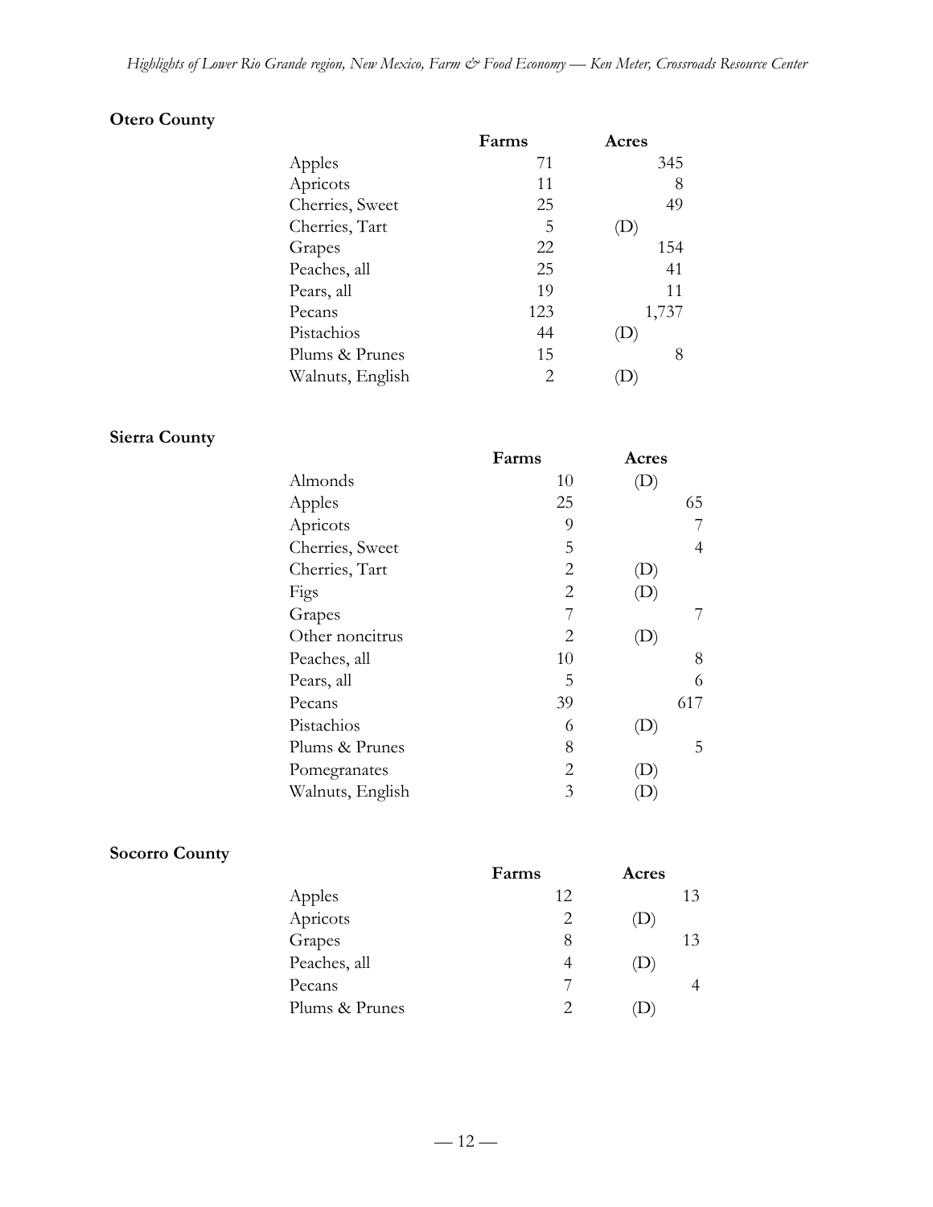**Otero County**

| | Farms | Acres |
|---|---|---|
| Apples | 71 | 345 |
| Apricots | 11 | 8 |
| Cherries, Sweet | 25 | 49 |
| Cherries, Tart | 5 | (D) |
| Grapes | 22 | 154 |
| Peaches, all | 25 | 41 |
| Pears, all | 19 | 11 |
| Pecans | 123 | 1,737 |
| Pistachios | 44 | (D) |
| Plums & Prunes | 15 | 8 |
| Walnuts, English | 2 | (D) |

**Sierra County**

| | Farms | Acres |
|---|---|---|
| Almonds | 10 | (D) |
| Apples | 25 | 65 |
| Apricots | 9 | 7 |
| Cherries, Sweet | 5 | 4 |
| Cherries, Tart | 2 | (D) |
| Figs | 2 | (D) |
| Grapes | 7 | 7 |
| Other noncitrus | 2 | (D) |
| Peaches, all | 10 | 8 |
| Pears, all | 5 | 6 |
| Pecans | 39 | 617 |
| Pistachios | 6 | (D) |
| Plums & Prunes | 8 | 5 |
| Pomegranates | 2 | (D) |
| Walnuts, English | 3 | (D) |

**Socorro County**

| | Farms | Acres |
|---|---|---|
| Apples | 12 | 13 |
| Apricots | 2 | (D) |
| Grapes | 8 | 13 |
| Peaches, all | 4 | (D) |
| Pecans | 7 | 4 |
| Plums & Prunes | 2 | (D) |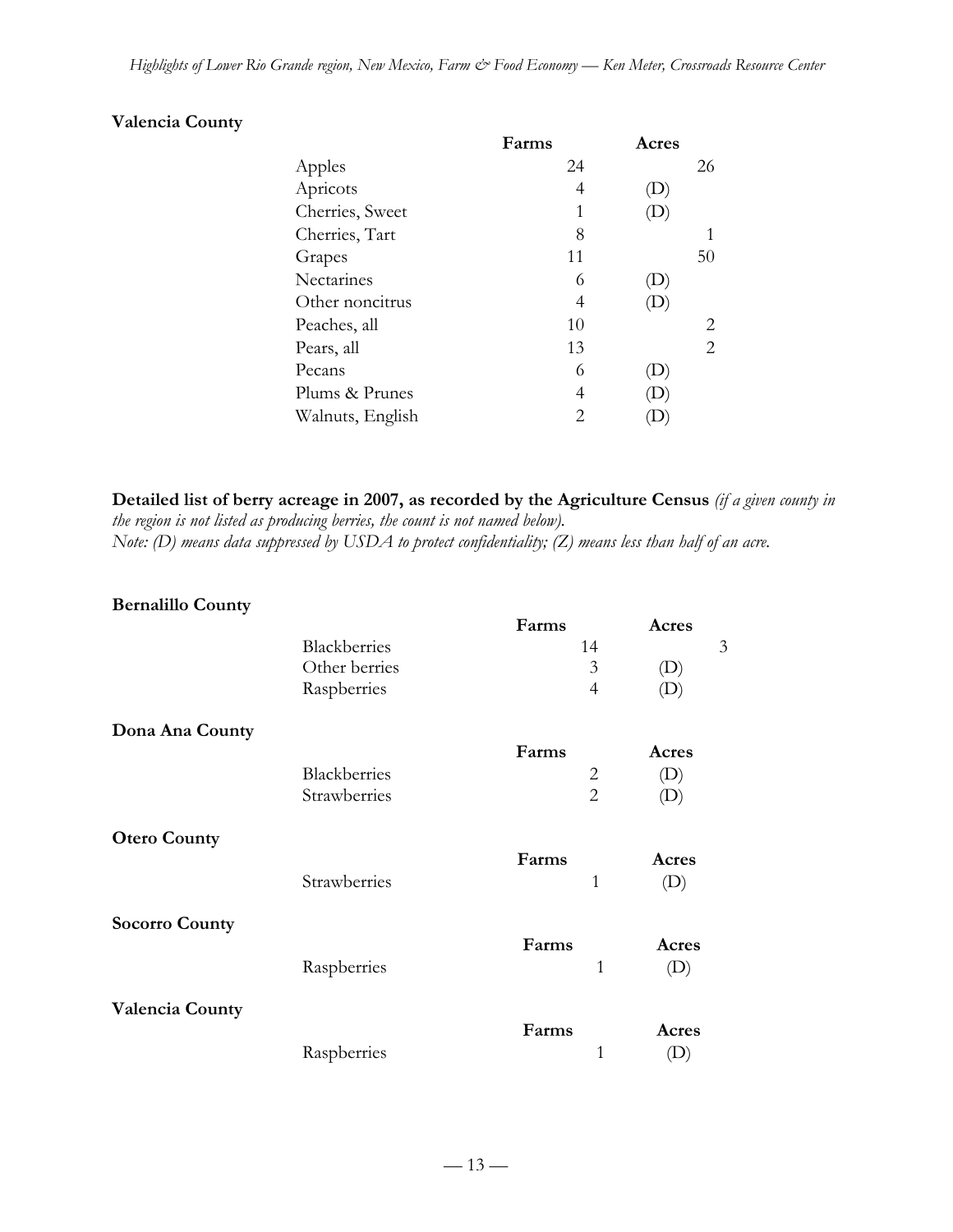**Valencia County**

| | Farms | Acres |
|---|---|---|
| Apples | 24 | 26 |
| Apricots | 4 | (D) |
| Cherries, Sweet | 1 | (D) |
| Cherries, Tart | 8 | 1 |
| Grapes | 11 | 50 |
| Nectarines | 6 | (D) |
| Other noncitrus | 4 | (D) |
| Peaches, all | 10 | 2 |
| Pears, all | 13 | 2 |
| Pecans | 6 | (D) |
| Plums & Prunes | 4 | (D) |
| Walnuts, English | 2 | (D) |

**Detailed list of berry acreage in 2007, as recorded by the Agriculture Census** *(if a given county in the region is not listed as producing berries, the count is not named below).*
*Note: (D) means data suppressed by USDA to protect confidentiality; (Z) means less than half of an acre.*

**Bernalillo County**

| | Farms | Acres |
|---|---|---|
| Blackberries | 14 | 3 |
| Other berries | 3 | (D) |
| Raspberries | 4 | (D) |

**Dona Ana County**

| | Farms | Acres |
|---|---|---|
| Blackberries | 2 | (D) |
| Strawberries | 2 | (D) |

**Otero County**

| | Farms | Acres |
|---|---|---|
| Strawberries | 1 | (D) |

**Socorro County**

| | Farms | Acres |
|---|---|---|
| Raspberries | 1 | (D) |

**Valencia County**

| | Farms | Acres |
|---|---|---|
| Raspberries | 1 | (D) |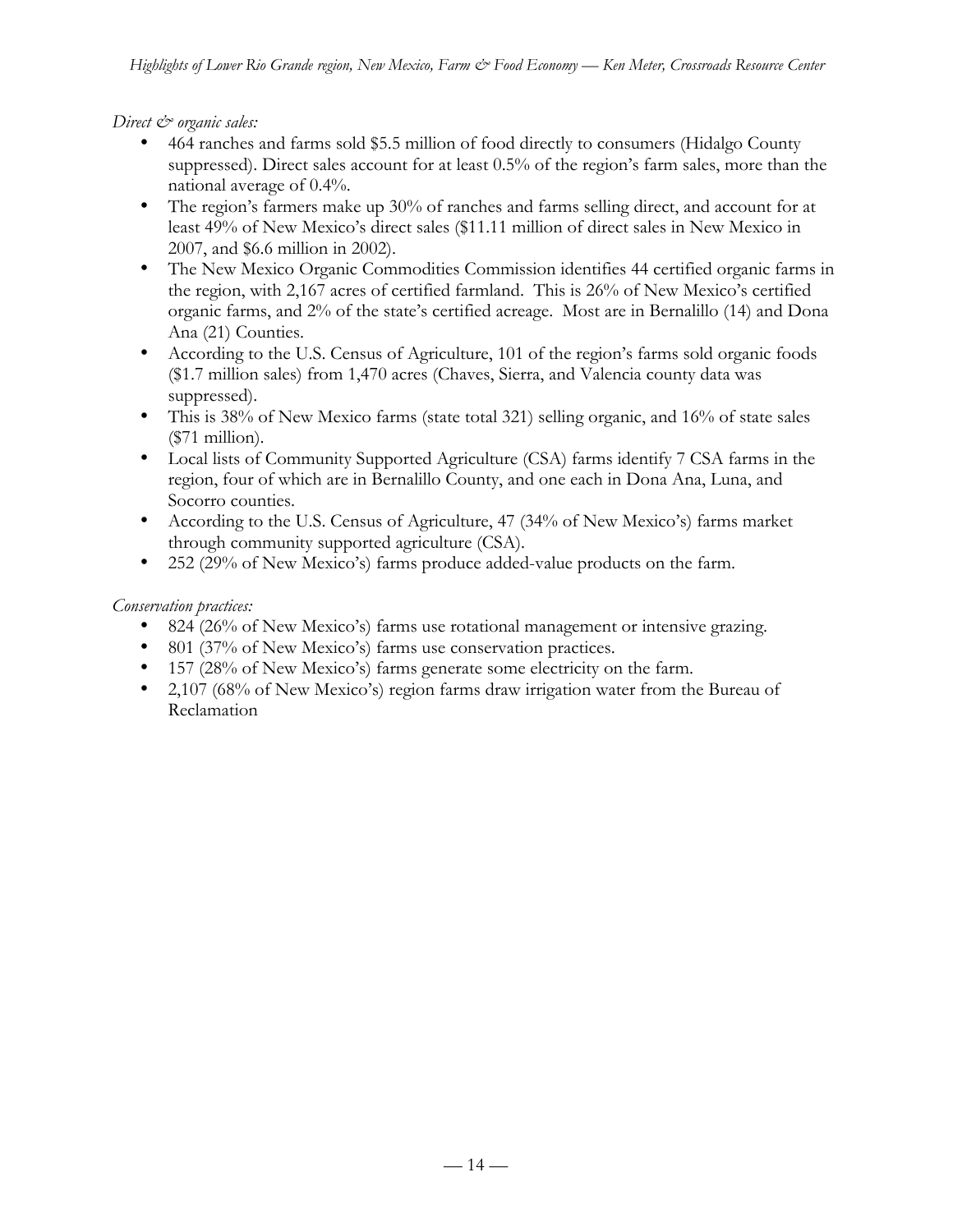*Direct & organic sales:*

- 464 ranches and farms sold $5.5 million of food directly to consumers (Hidalgo County suppressed). Direct sales account for at least 0.5% of the region's farm sales, more than the national average of 0.4%.
- The region's farmers make up 30% of ranches and farms selling direct, and account for at least 49% of New Mexico's direct sales ($11.11 million of direct sales in New Mexico in 2007, and $6.6 million in 2002).
- The New Mexico Organic Commodities Commission identifies 44 certified organic farms in the region, with 2,167 acres of certified farmland. This is 26% of New Mexico's certified organic farms, and 2% of the state's certified acreage. Most are in Bernalillo (14) and Dona Ana (21) Counties.
- According to the U.S. Census of Agriculture, 101 of the region's farms sold organic foods ($1.7 million sales) from 1,470 acres (Chaves, Sierra, and Valencia county data was suppressed).
- This is 38% of New Mexico farms (state total 321) selling organic, and 16% of state sales ($71 million).
- Local lists of Community Supported Agriculture (CSA) farms identify 7 CSA farms in the region, four of which are in Bernalillo County, and one each in Dona Ana, Luna, and Socorro counties.
- According to the U.S. Census of Agriculture, 47 (34% of New Mexico's) farms market through community supported agriculture (CSA).
- 252 (29% of New Mexico's) farms produce added-value products on the farm.

*Conservation practices:*

- 824 (26% of New Mexico's) farms use rotational management or intensive grazing.
- 801 (37% of New Mexico's) farms use conservation practices.
- 157 (28% of New Mexico's) farms generate some electricity on the farm.
- 2,107 (68% of New Mexico's) region farms draw irrigation water from the Bureau of Reclamation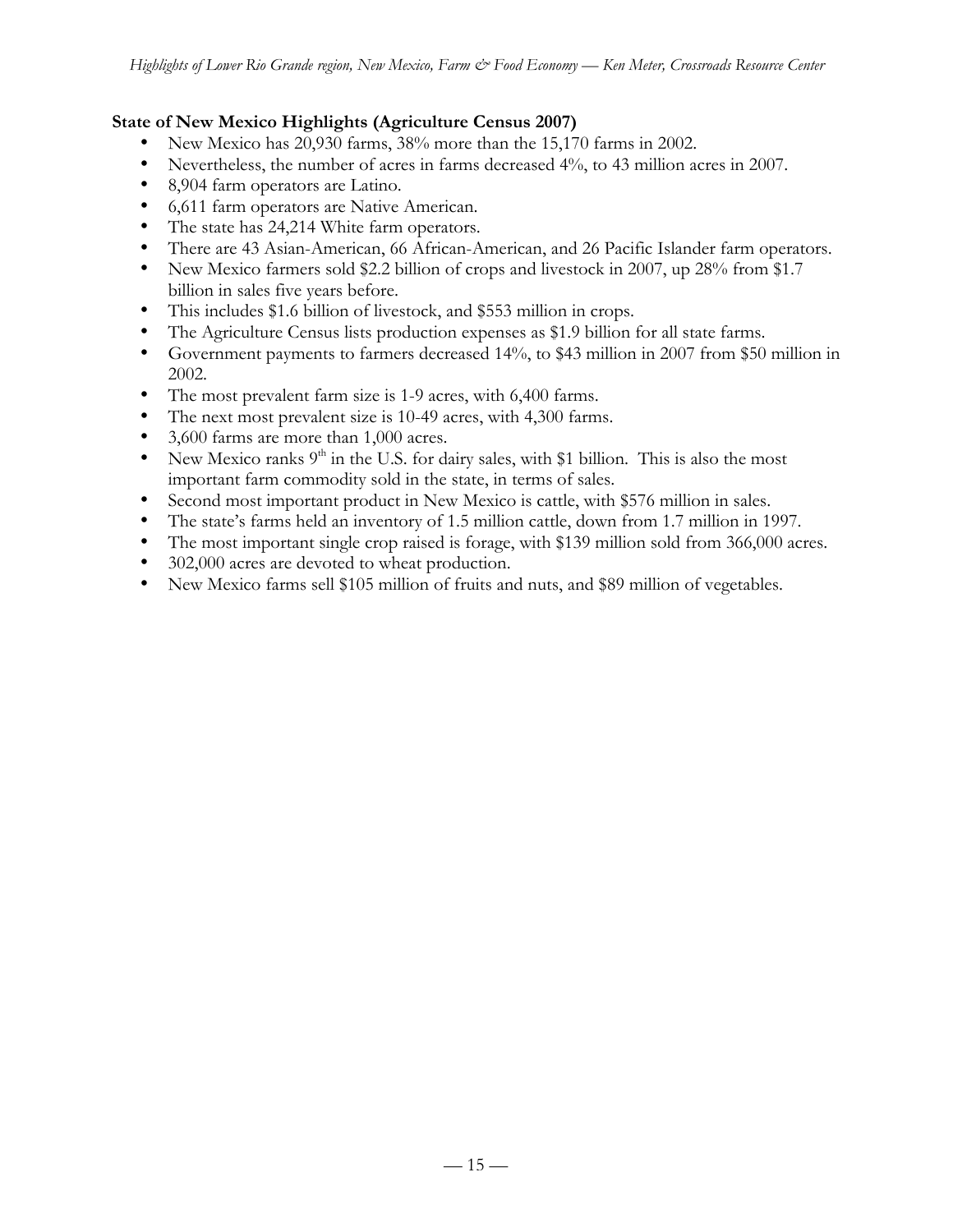**State of New Mexico Highlights (Agriculture Census 2007)**

- New Mexico has 20,930 farms, 38% more than the 15,170 farms in 2002.
- Nevertheless, the number of acres in farms decreased 4%, to 43 million acres in 2007.
- 8,904 farm operators are Latino.
- 6,611 farm operators are Native American.
- The state has 24,214 White farm operators.
- There are 43 Asian-American, 66 African-American, and 26 Pacific Islander farm operators.
- New Mexico farmers sold $2.2 billion of crops and livestock in 2007, up 28% from $1.7 billion in sales five years before.
- This includes $1.6 billion of livestock, and $553 million in crops.
- The Agriculture Census lists production expenses as $1.9 billion for all state farms.
- Government payments to farmers decreased 14%, to $43 million in 2007 from $50 million in 2002.
- The most prevalent farm size is 1-9 acres, with 6,400 farms.
- The next most prevalent size is 10-49 acres, with 4,300 farms.
- 3,600 farms are more than 1,000 acres.
- New Mexico ranks 9th in the U.S. for dairy sales, with $1 billion. This is also the most important farm commodity sold in the state, in terms of sales.
- Second most important product in New Mexico is cattle, with $576 million in sales.
- The state's farms held an inventory of 1.5 million cattle, down from 1.7 million in 1997.
- The most important single crop raised is forage, with $139 million sold from 366,000 acres.
- 302,000 acres are devoted to wheat production.
- New Mexico farms sell $105 million of fruits and nuts, and $89 million of vegetables.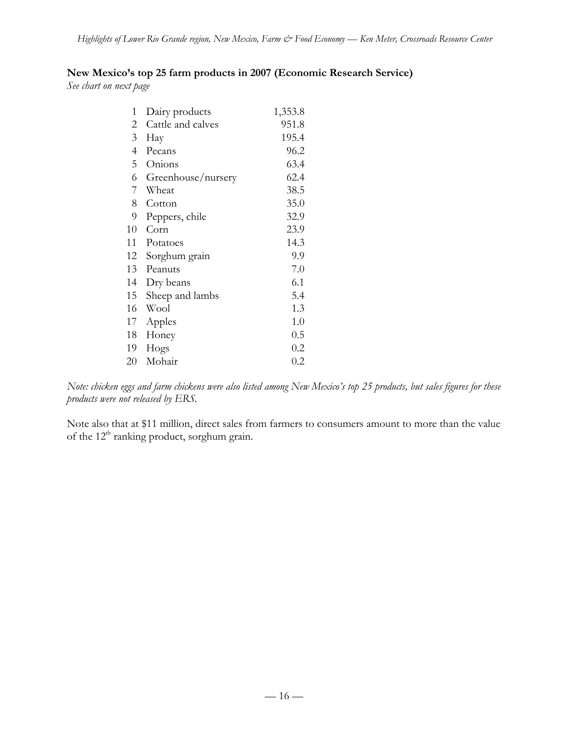**New Mexico's top 25 farm products in 2007 (Economic Research Service)**

*See chart on next page*

| | | |
|---|---|---|
| 1 | Dairy products | 1,353.8 |
| 2 | Cattle and calves | 951.8 |
| 3 | Hay | 195.4 |
| 4 | Pecans | 96.2 |
| 5 | Onions | 63.4 |
| 6 | Greenhouse/nursery | 62.4 |
| 7 | Wheat | 38.5 |
| 8 | Cotton | 35.0 |
| 9 | Peppers, chile | 32.9 |
| 10 | Corn | 23.9 |
| 11 | Potatoes | 14.3 |
| 12 | Sorghum grain | 9.9 |
| 13 | Peanuts | 7.0 |
| 14 | Dry beans | 6.1 |
| 15 | Sheep and lambs | 5.4 |
| 16 | Wool | 1.3 |
| 17 | Apples | 1.0 |
| 18 | Honey | 0.5 |
| 19 | Hogs | 0.2 |
| 20 | Mohair | 0.2 |

*Note: chicken eggs and farm chickens were also listed among New Mexico's top 25 products, but sales figures for these products were not released by ERS.*

Note also that at $11 million, direct sales from farmers to consumers amount to more than the value of the 12th ranking product, sorghum grain.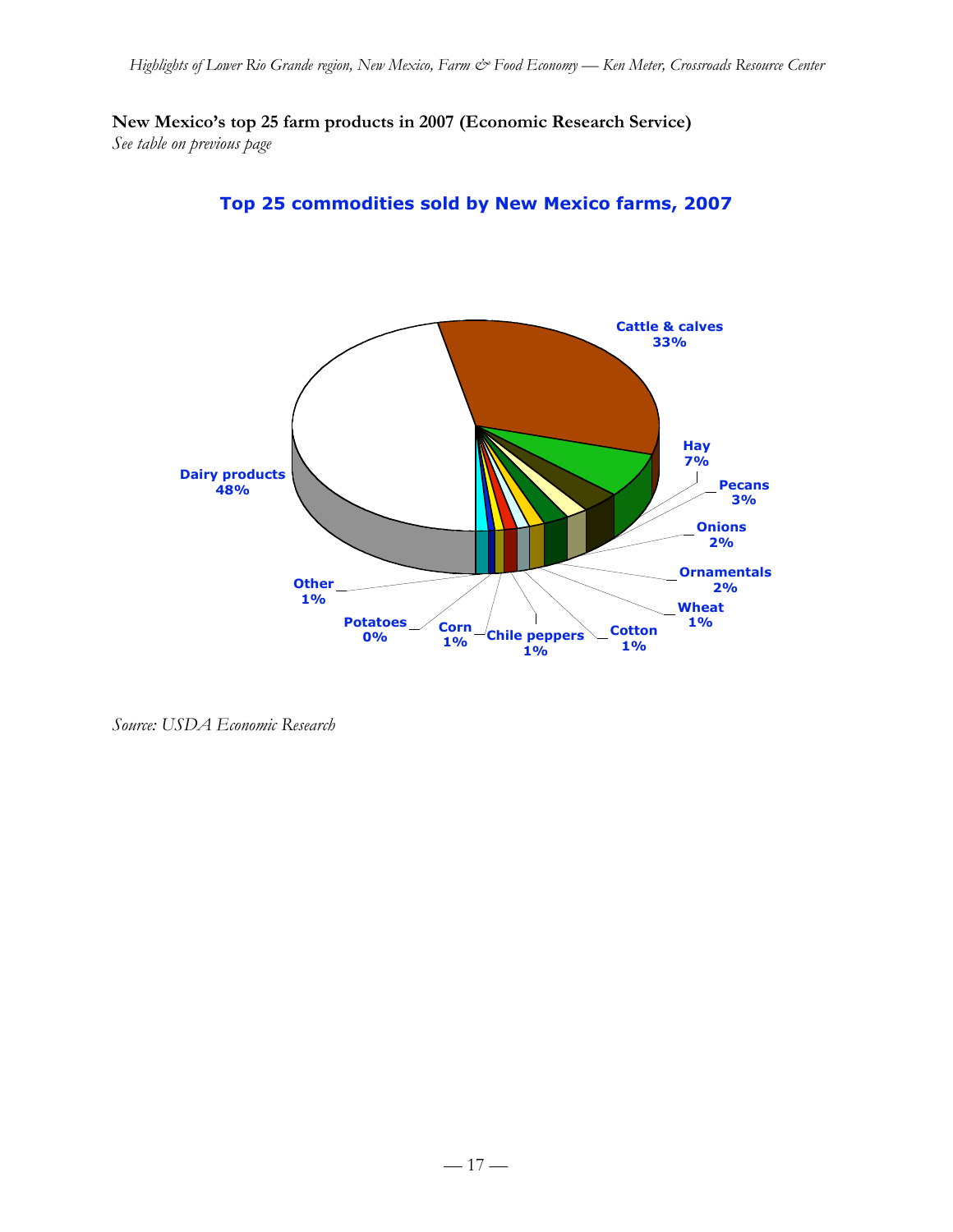**New Mexico's top 25 farm products in 2007 (Economic Research Service)**

*See table on previous page*

**Top 25 commodities sold by New Mexico farms, 2007**

Cattle & calves 33%

Hay 7%

Pecans 3%

Onions 2%

Ornamentals 2%

Wheat 1%

Cotton 1%

Chile peppers 1%

Corn 1%

Potatoes 0%

Other 1%

Dairy products 48%

*Source: USDA Economic Research*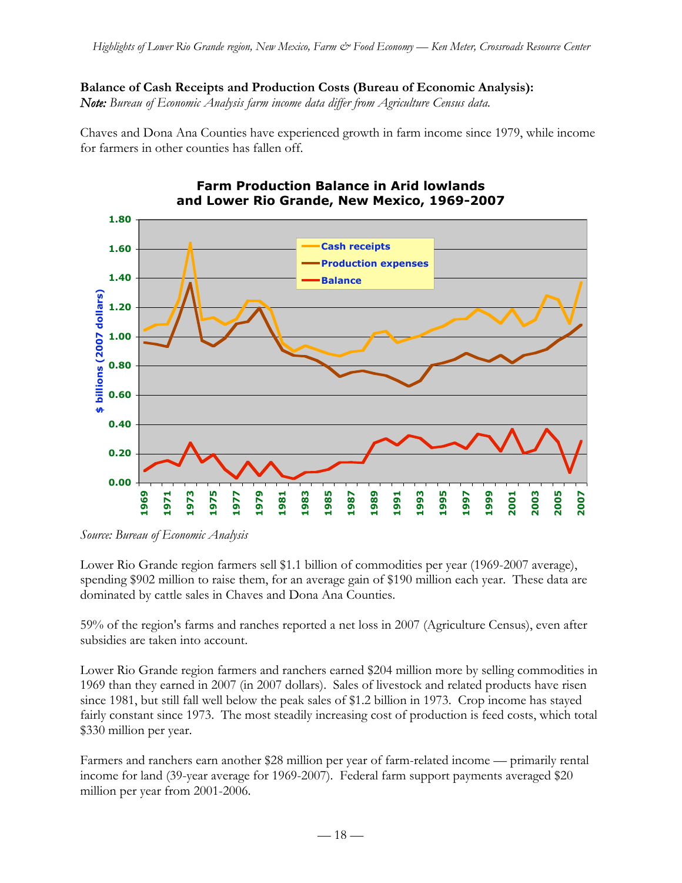**Balance of Cash Receipts and Production Costs (Bureau of Economic Analysis):**
***Note:*** *Bureau of Economic Analysis farm income data differ from Agriculture Census data.*

Chaves and Dona Ana Counties have experienced growth in farm income since 1979, while income for farmers in other counties has fallen off.

*Source: Bureau of Economic Analysis*

Lower Rio Grande region farmers sell $1.1 billion of commodities per year (1969-2007 average), spending $902 million to raise them, for an average gain of $190 million each year. These data are dominated by cattle sales in Chaves and Dona Ana Counties.

59% of the region's farms and ranches reported a net loss in 2007 (Agriculture Census), even after subsidies are taken into account.

Lower Rio Grande region farmers and ranchers earned $204 million more by selling commodities in 1969 than they earned in 2007 (in 2007 dollars). Sales of livestock and related products have risen since 1981, but still fall well below the peak sales of $1.2 billion in 1973. Crop income has stayed fairly constant since 1973. The most steadily increasing cost of production is feed costs, which total $330 million per year.

Farmers and ranchers earn another $28 million per year of farm-related income — primarily rental income for land (39-year average for 1969-2007). Federal farm support payments averaged $20 million per year from 2001-2006.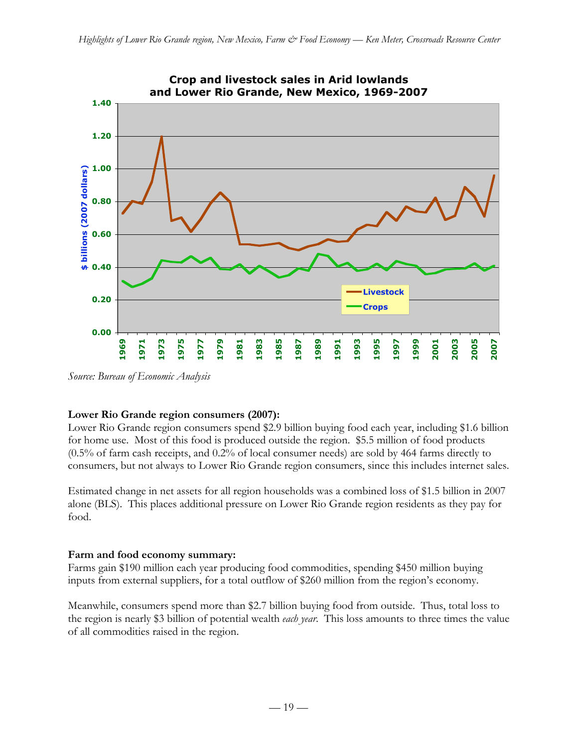**Crop and livestock sales in Arid lowlands and Lower Rio Grande, New Mexico, 1969-2007**

Source: Bureau of Economic Analysis

**Lower Rio Grande region consumers (2007):**

Lower Rio Grande region consumers spend $2.9 billion buying food each year, including $1.6 billion for home use. Most of this food is produced outside the region. $5.5 million of food products (0.5% of farm cash receipts, and 0.2% of local consumer needs) are sold by 464 farms directly to consumers, but not always to Lower Rio Grande region consumers, since this includes internet sales.

Estimated change in net assets for all region households was a combined loss of $1.5 billion in 2007 alone (BLS). This places additional pressure on Lower Rio Grande region residents as they pay for food.

**Farm and food economy summary:**

Farms gain $190 million each year producing food commodities, spending $450 million buying inputs from external suppliers, for a total outflow of $260 million from the region's economy.

Meanwhile, consumers spend more than $2.7 billion buying food from outside. Thus, total loss to the region is nearly $3 billion of potential wealth *each year*. This loss amounts to three times the value of all commodities raised in the region.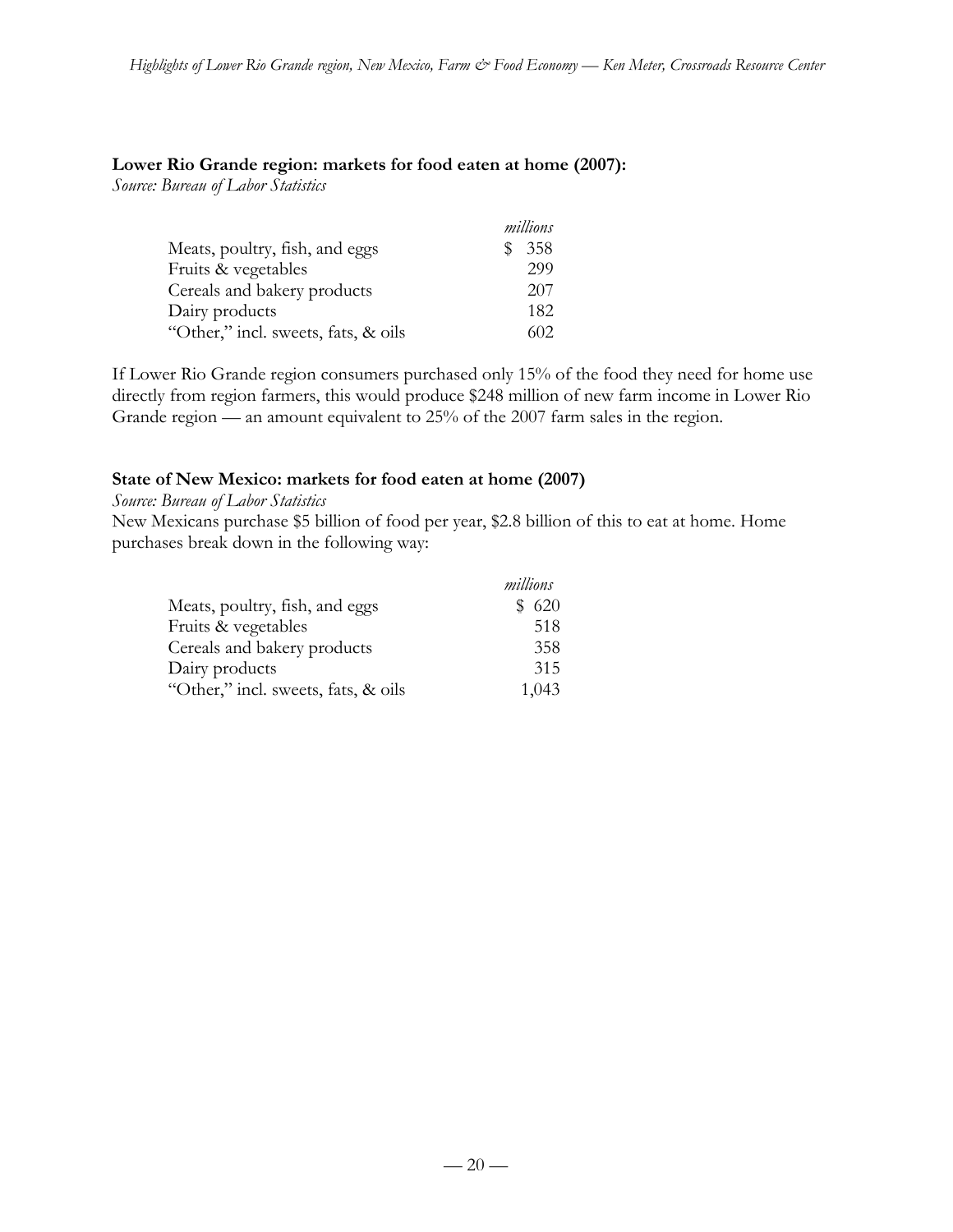**Lower Rio Grande region: markets for food eaten at home (2007):**

*Source: Bureau of Labor Statistics*

| | *millions* |
|---|---|
| Meats, poultry, fish, and eggs | $ 358 |
| Fruits & vegetables | 299 |
| Cereals and bakery products | 207 |
| Dairy products | 182 |
| "Other," incl. sweets, fats, & oils | 602 |

If Lower Rio Grande region consumers purchased only 15% of the food they need for home use directly from region farmers, this would produce $248 million of new farm income in Lower Rio Grande region — an amount equivalent to 25% of the 2007 farm sales in the region.

**State of New Mexico: markets for food eaten at home (2007)**

*Source: Bureau of Labor Statistics*

New Mexicans purchase $5 billion of food per year, $2.8 billion of this to eat at home. Home purchases break down in the following way:

| | *millions* |
|---|---|
| Meats, poultry, fish, and eggs | $ 620 |
| Fruits & vegetables | 518 |
| Cereals and bakery products | 358 |
| Dairy products | 315 |
| "Other," incl. sweets, fats, & oils | 1,043 |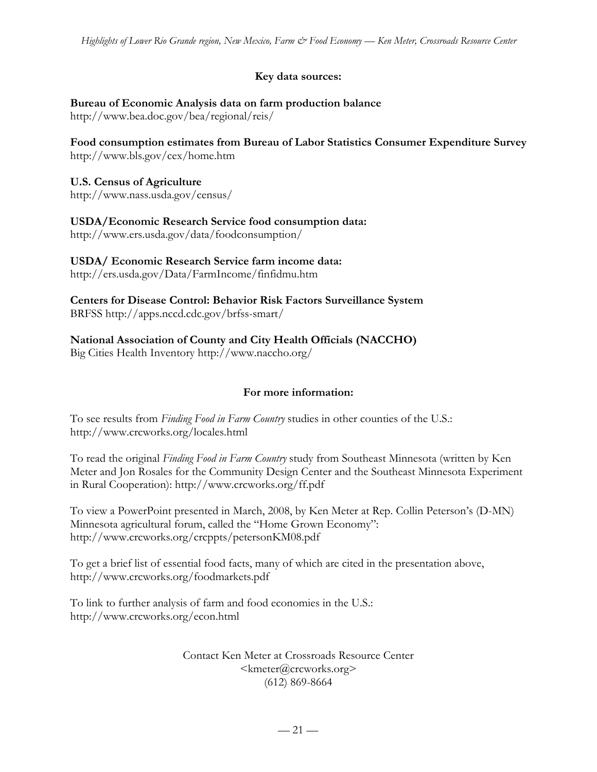## Key data sources:

**Bureau of Economic Analysis data on farm production balance**
http://www.bea.doc.gov/bea/regional/reis/

**Food consumption estimates from Bureau of Labor Statistics Consumer Expenditure Survey**
http://www.bls.gov/cex/home.htm

**U.S. Census of Agriculture**
http://www.nass.usda.gov/census/

**USDA/Economic Research Service food consumption data:**
http://www.ers.usda.gov/data/foodconsumption/

**USDA/ Economic Research Service farm income data:**
http://ers.usda.gov/Data/FarmIncome/finfidmu.htm

**Centers for Disease Control: Behavior Risk Factors Surveillance System**
BRFSS http://apps.nccd.cdc.gov/brfss-smart/

**National Association of County and City Health Officials (NACCHO)**
Big Cities Health Inventory http://www.naccho.org/

## For more information:

To see results from *Finding Food in Farm Country* studies in other counties of the U.S.:
http://www.crcworks.org/locales.html

To read the original *Finding Food in Farm Country* study from Southeast Minnesota (written by Ken Meter and Jon Rosales for the Community Design Center and the Southeast Minnesota Experiment in Rural Cooperation): http://www.crcworks.org/ff.pdf

To view a PowerPoint presented in March, 2008, by Ken Meter at Rep. Collin Peterson's (D-MN) Minnesota agricultural forum, called the "Home Grown Economy":
http://www.crcworks.org/crcppts/petersonKM08.pdf

To get a brief list of essential food facts, many of which are cited in the presentation above,
http://www.crcworks.org/foodmarkets.pdf

To link to further analysis of farm and food economies in the U.S.:
http://www.crcworks.org/econ.html

Contact Ken Meter at Crossroads Resource Center
<kmeter@crcworks.org>
(612) 869-8664